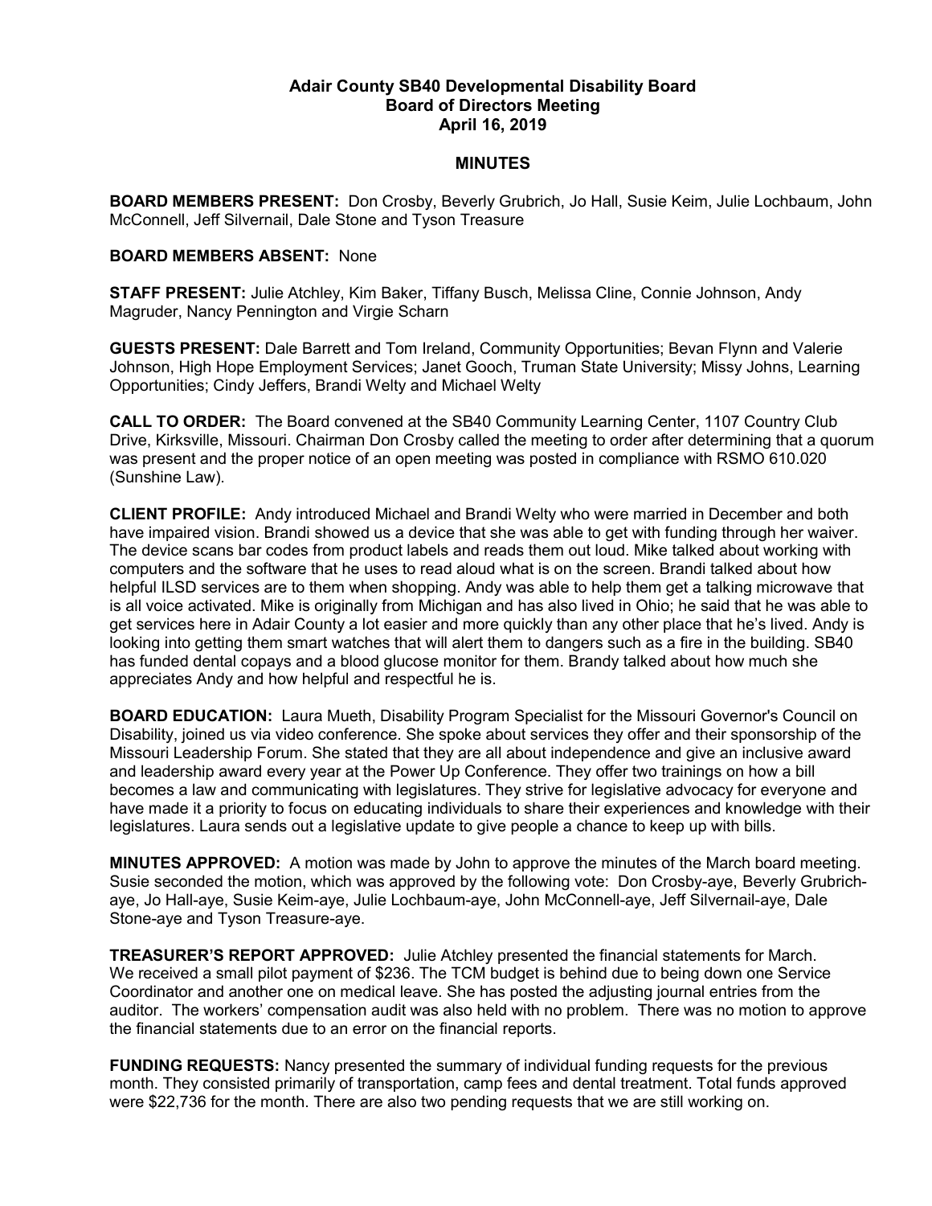**Adair County SB40 Developmental Disability Board**
**Board of Directors Meeting**
**April 16, 2019**

**MINUTES**

**BOARD MEMBERS PRESENT:** Don Crosby, Beverly Grubrich, Jo Hall, Susie Keim, Julie Lochbaum, John McConnell, Jeff Silvernail, Dale Stone and Tyson Treasure

**BOARD MEMBERS ABSENT:** None

**STAFF PRESENT:** Julie Atchley, Kim Baker, Tiffany Busch, Melissa Cline, Connie Johnson, Andy Magruder, Nancy Pennington and Virgie Scharn

**GUESTS PRESENT:** Dale Barrett and Tom Ireland, Community Opportunities; Bevan Flynn and Valerie Johnson, High Hope Employment Services; Janet Gooch, Truman State University; Missy Johns, Learning Opportunities; Cindy Jeffers, Brandi Welty and Michael Welty

**CALL TO ORDER:** The Board convened at the SB40 Community Learning Center, 1107 Country Club Drive, Kirksville, Missouri. Chairman Don Crosby called the meeting to order after determining that a quorum was present and the proper notice of an open meeting was posted in compliance with RSMO 610.020 (Sunshine Law).

**CLIENT PROFILE:** Andy introduced Michael and Brandi Welty who were married in December and both have impaired vision. Brandi showed us a device that she was able to get with funding through her waiver. The device scans bar codes from product labels and reads them out loud. Mike talked about working with computers and the software that he uses to read aloud what is on the screen. Brandi talked about how helpful ILSD services are to them when shopping. Andy was able to help them get a talking microwave that is all voice activated. Mike is originally from Michigan and has also lived in Ohio; he said that he was able to get services here in Adair County a lot easier and more quickly than any other place that he's lived. Andy is looking into getting them smart watches that will alert them to dangers such as a fire in the building. SB40 has funded dental copays and a blood glucose monitor for them. Brandy talked about how much she appreciates Andy and how helpful and respectful he is.

**BOARD EDUCATION:** Laura Mueth, Disability Program Specialist for the Missouri Governor's Council on Disability, joined us via video conference. She spoke about services they offer and their sponsorship of the Missouri Leadership Forum. She stated that they are all about independence and give an inclusive award and leadership award every year at the Power Up Conference. They offer two trainings on how a bill becomes a law and communicating with legislatures. They strive for legislative advocacy for everyone and have made it a priority to focus on educating individuals to share their experiences and knowledge with their legislatures. Laura sends out a legislative update to give people a chance to keep up with bills.

**MINUTES APPROVED:** A motion was made by John to approve the minutes of the March board meeting. Susie seconded the motion, which was approved by the following vote: Don Crosby-aye, Beverly Grubrich-aye, Jo Hall-aye, Susie Keim-aye, Julie Lochbaum-aye, John McConnell-aye, Jeff Silvernail-aye, Dale Stone-aye and Tyson Treasure-aye.

**TREASURER'S REPORT APPROVED:** Julie Atchley presented the financial statements for March. We received a small pilot payment of $236. The TCM budget is behind due to being down one Service Coordinator and another one on medical leave. She has posted the adjusting journal entries from the auditor. The workers' compensation audit was also held with no problem. There was no motion to approve the financial statements due to an error on the financial reports.

**FUNDING REQUESTS:** Nancy presented the summary of individual funding requests for the previous month. They consisted primarily of transportation, camp fees and dental treatment. Total funds approved were $22,736 for the month. There are also two pending requests that we are still working on.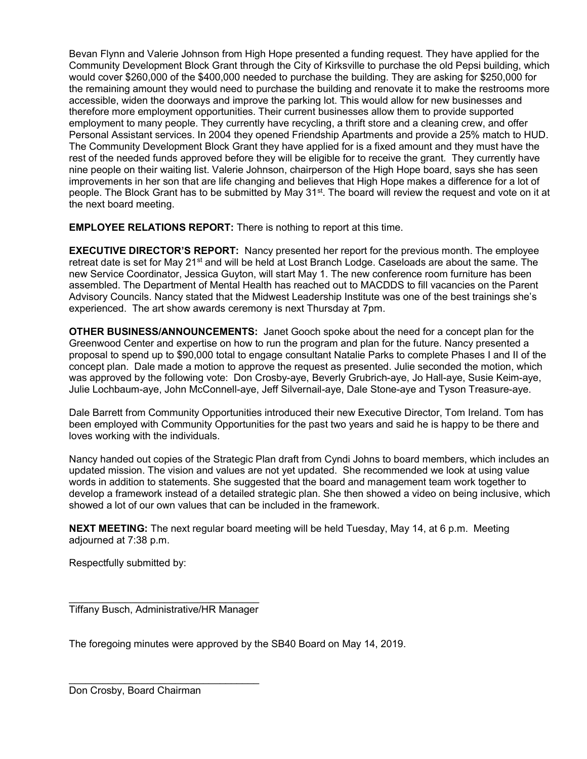Bevan Flynn and Valerie Johnson from High Hope presented a funding request. They have applied for the Community Development Block Grant through the City of Kirksville to purchase the old Pepsi building, which would cover $260,000 of the $400,000 needed to purchase the building. They are asking for $250,000 for the remaining amount they would need to purchase the building and renovate it to make the restrooms more accessible, widen the doorways and improve the parking lot. This would allow for new businesses and therefore more employment opportunities. Their current businesses allow them to provide supported employment to many people. They currently have recycling, a thrift store and a cleaning crew, and offer Personal Assistant services. In 2004 they opened Friendship Apartments and provide a 25% match to HUD. The Community Development Block Grant they have applied for is a fixed amount and they must have the rest of the needed funds approved before they will be eligible for to receive the grant. They currently have nine people on their waiting list. Valerie Johnson, chairperson of the High Hope board, says she has seen improvements in her son that are life changing and believes that High Hope makes a difference for a lot of people. The Block Grant has to be submitted by May 31st. The board will review the request and vote on it at the next board meeting.

**EMPLOYEE RELATIONS REPORT:** There is nothing to report at this time.

**EXECUTIVE DIRECTOR'S REPORT:** Nancy presented her report for the previous month. The employee retreat date is set for May 21st and will be held at Lost Branch Lodge. Caseloads are about the same. The new Service Coordinator, Jessica Guyton, will start May 1. The new conference room furniture has been assembled. The Department of Mental Health has reached out to MACDDS to fill vacancies on the Parent Advisory Councils. Nancy stated that the Midwest Leadership Institute was one of the best trainings she's experienced. The art show awards ceremony is next Thursday at 7pm.

**OTHER BUSINESS/ANNOUNCEMENTS:** Janet Gooch spoke about the need for a concept plan for the Greenwood Center and expertise on how to run the program and plan for the future. Nancy presented a proposal to spend up to $90,000 total to engage consultant Natalie Parks to complete Phases I and II of the concept plan. Dale made a motion to approve the request as presented. Julie seconded the motion, which was approved by the following vote: Don Crosby-aye, Beverly Grubrich-aye, Jo Hall-aye, Susie Keim-aye, Julie Lochbaum-aye, John McConnell-aye, Jeff Silvernail-aye, Dale Stone-aye and Tyson Treasure-aye.

Dale Barrett from Community Opportunities introduced their new Executive Director, Tom Ireland. Tom has been employed with Community Opportunities for the past two years and said he is happy to be there and loves working with the individuals.

Nancy handed out copies of the Strategic Plan draft from Cyndi Johns to board members, which includes an updated mission. The vision and values are not yet updated. She recommended we look at using value words in addition to statements. She suggested that the board and management team work together to develop a framework instead of a detailed strategic plan. She then showed a video on being inclusive, which showed a lot of our own values that can be included in the framework.

**NEXT MEETING:** The next regular board meeting will be held Tuesday, May 14, at 6 p.m. Meeting adjourned at 7:38 p.m.

Respectfully submitted by:

\_\_\_\_\_\_\_\_\_\_\_\_\_\_\_\_\_\_\_\_\_\_\_\_\_\_\_\_\_\_\_\_\_\_\_\_

Tiffany Busch, Administrative/HR Manager

The foregoing minutes were approved by the SB40 Board on May 14, 2019.

\_\_\_\_\_\_\_\_\_\_\_\_\_\_\_\_\_\_\_\_\_\_\_\_\_\_\_\_\_\_\_\_\_\_\_\_

Don Crosby, Board Chairman